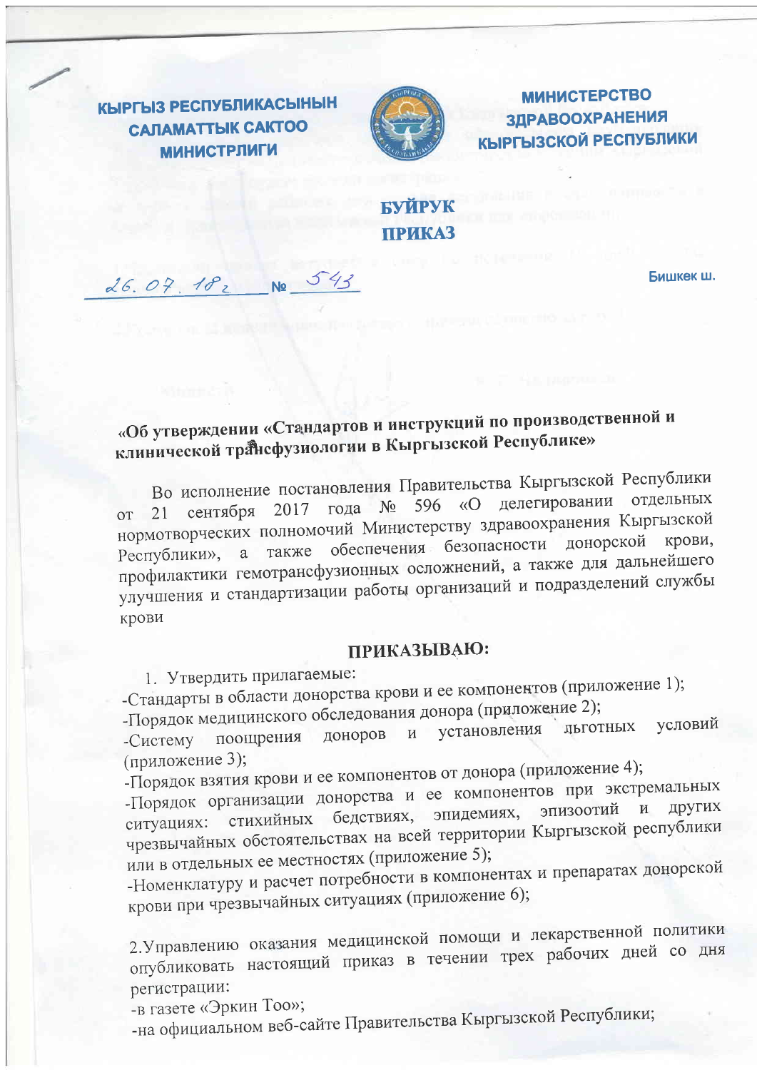**КЫРГЫЗ РЕСПУБЛИКАСЫНЫН САЛАМАТТЫК САКТОО МИНИСТРЛИГИ**

**МИНИСТЕРСТВО ЗДРАВООХРАНЕНИЯ КЫРГЫЗСКОЙ РЕСПУБЛИКИ**

**БУЙРУК**

**ПРИКАЗ**

26.07.18г № 543 Бишкек ш.

**«Об утверждении «Стандартов и инструкций по производственной и клинической трансфузиологии в Кыргызской Республике»**

Во исполнение постановления Правительства Кыргызской Республики от 21 сентября 2017 года № 596 «О делегировании отдельных нормотворческих полномочий Министерству здравоохранения Кыргызской Республики», а также обеспечения безопасности донорской крови, профилактики гемотрансфузионных осложнений, а также для дальнейшего улучшения и стандартизации работы организаций и подразделений службы крови

**ПРИКАЗЫВАЮ:**

1. Утвердить прилагаемые:

-Стандарты в области донорства крови и ее компонентов (приложение 1);

-Порядок медицинского обследования донора (приложение 2);

-Систему поощрения доноров и установления льготных условий (приложение 3);

-Порядок взятия крови и ее компонентов от донора (приложение 4);

-Порядок организации донорства и ее компонентов при экстремальных ситуациях: стихийных бедствиях, эпидемиях, эпизоотий и других чрезвычайных обстоятельствах на всей территории Кыргызской республики или в отдельных ее местностях (приложение 5);

-Номенклатуру и расчет потребности в компонентах и препаратах донорской крови при чрезвычайных ситуациях (приложение 6);

2.Управлению оказания медицинской помощи и лекарственной политики опубликовать настоящий приказ в течении трех рабочих дней со дня регистрации:

-в газете «Эркин Тоо»;

-на официальном веб-сайте Правительства Кыргызской Республики;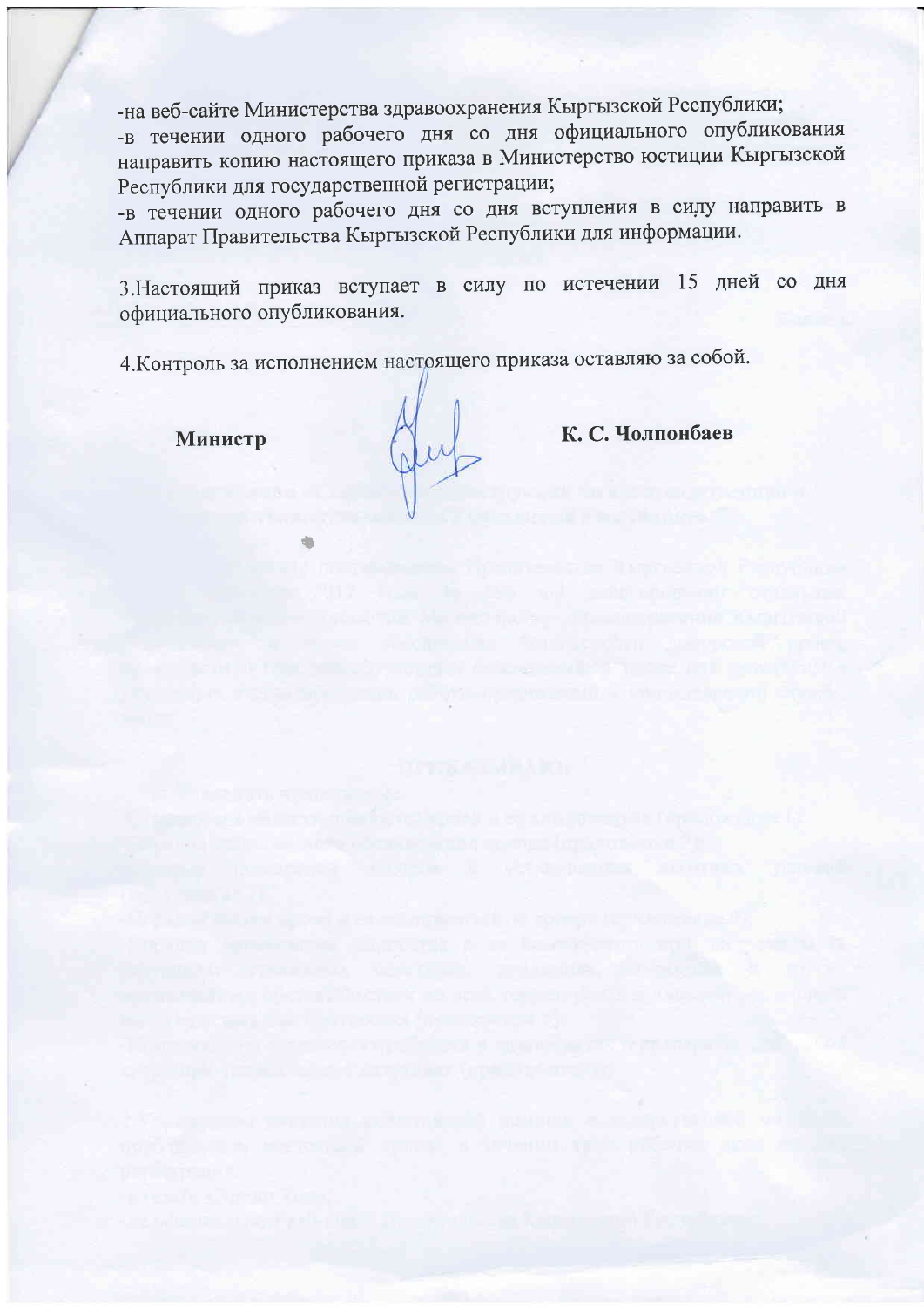-на веб-сайте Министерства здравоохранения Кыргызской Республики;

-в течении одного рабочего дня со дня официального опубликования направить копию настоящего приказа в Министерство юстиции Кыргызской Республики для государственной регистрации;

-в течении одного рабочего дня со дня вступления в силу направить в Аппарат Правительства Кыргызской Республики для информации.

3.Настоящий приказ вступает в силу по истечении 15 дней со дня официального опубликования.

4.Контроль за исполнением настоящего приказа оставляю за собой.

**Министр** **К. С. Чолпонбаев**